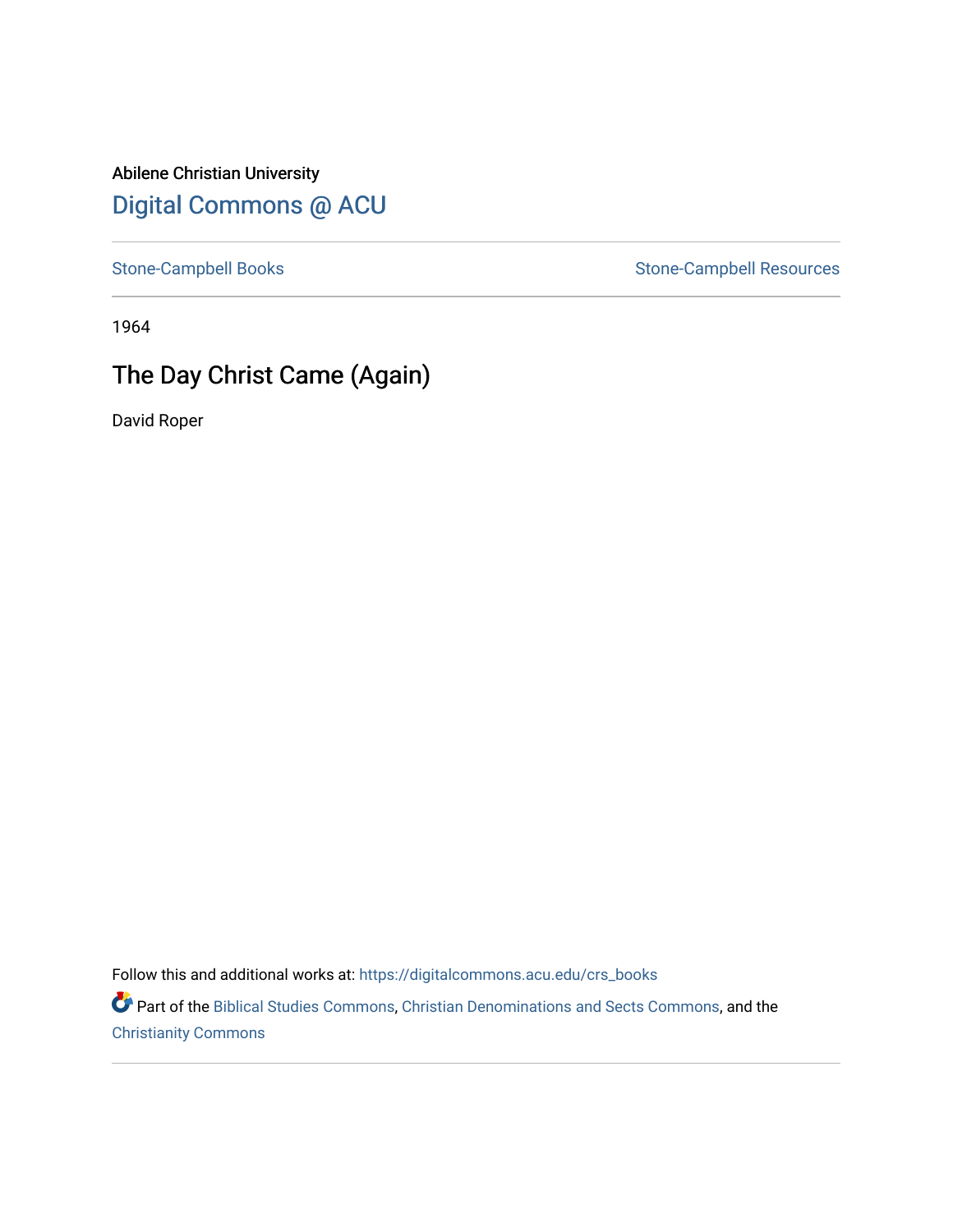Abilene Christian University

# Digital Commons @ ACU

Stone-Campbell Books | Stone-Campbell Resources

1964

## The Day Christ Came (Again)

David Roper

Follow this and additional works at: https://digitalcommons.acu.edu/crs_books

Part of the Biblical Studies Commons, Christian Denominations and Sects Commons, and the Christianity Commons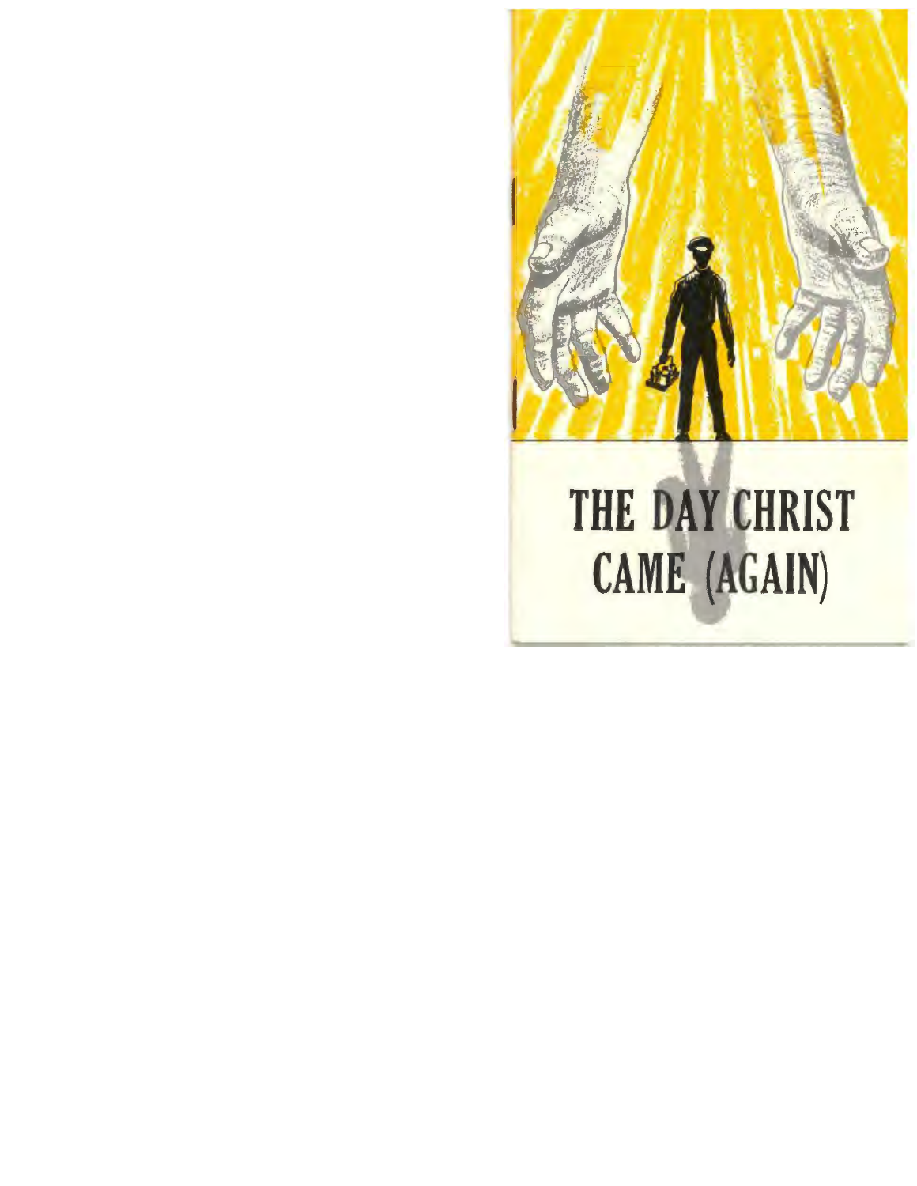# THE DAY CHRIST CAME (AGAIN)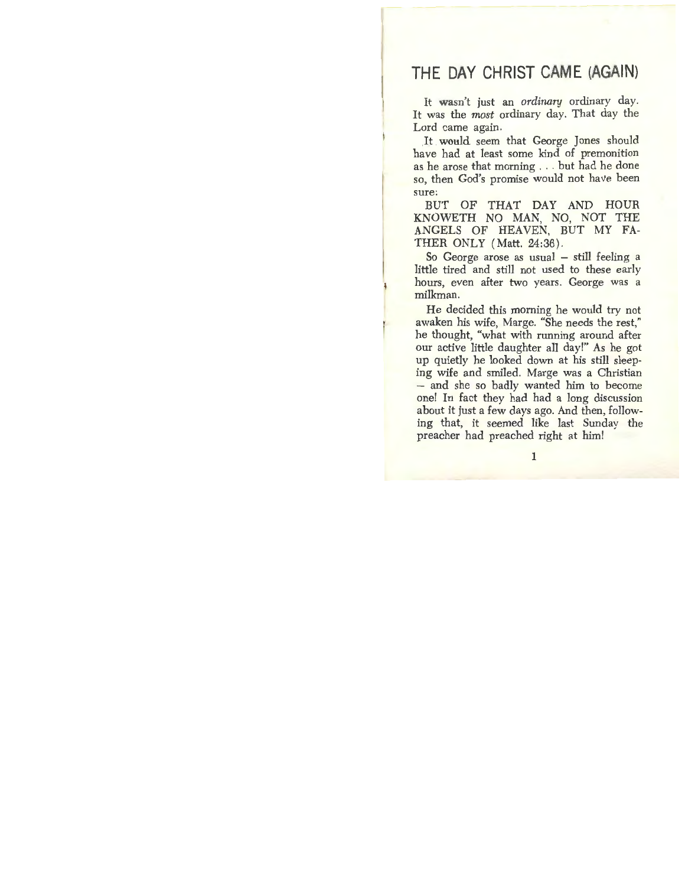# THE DAY CHRIST CAME (AGAIN)

It wasn't just an *ordinary* ordinary day. It was the *most* ordinary day. That day the Lord came again.

It would seem that George Jones should have had at least some kind of premonition as he arose that morning . . . but had he done so, then God's promise would not have been sure:

BUT OF THAT DAY AND HOUR KNOWETH NO MAN, NO, NOT THE ANGELS OF HEAVEN, BUT MY FATHER ONLY (Matt. 24:36).

So George arose as usual – still feeling a little tired and still not used to these early hours, even after two years. George was a milkman.

He decided this morning he would try not awaken his wife, Marge. "She needs the rest," he thought, "what with running around after our active little daughter all day!" As he got up quietly he looked down at his still sleeping wife and smiled. Marge was a Christian – and she so badly wanted him to become one! In fact they had had a long discussion about it just a few days ago. And then, following that, it seemed like last Sunday the preacher had preached right at him!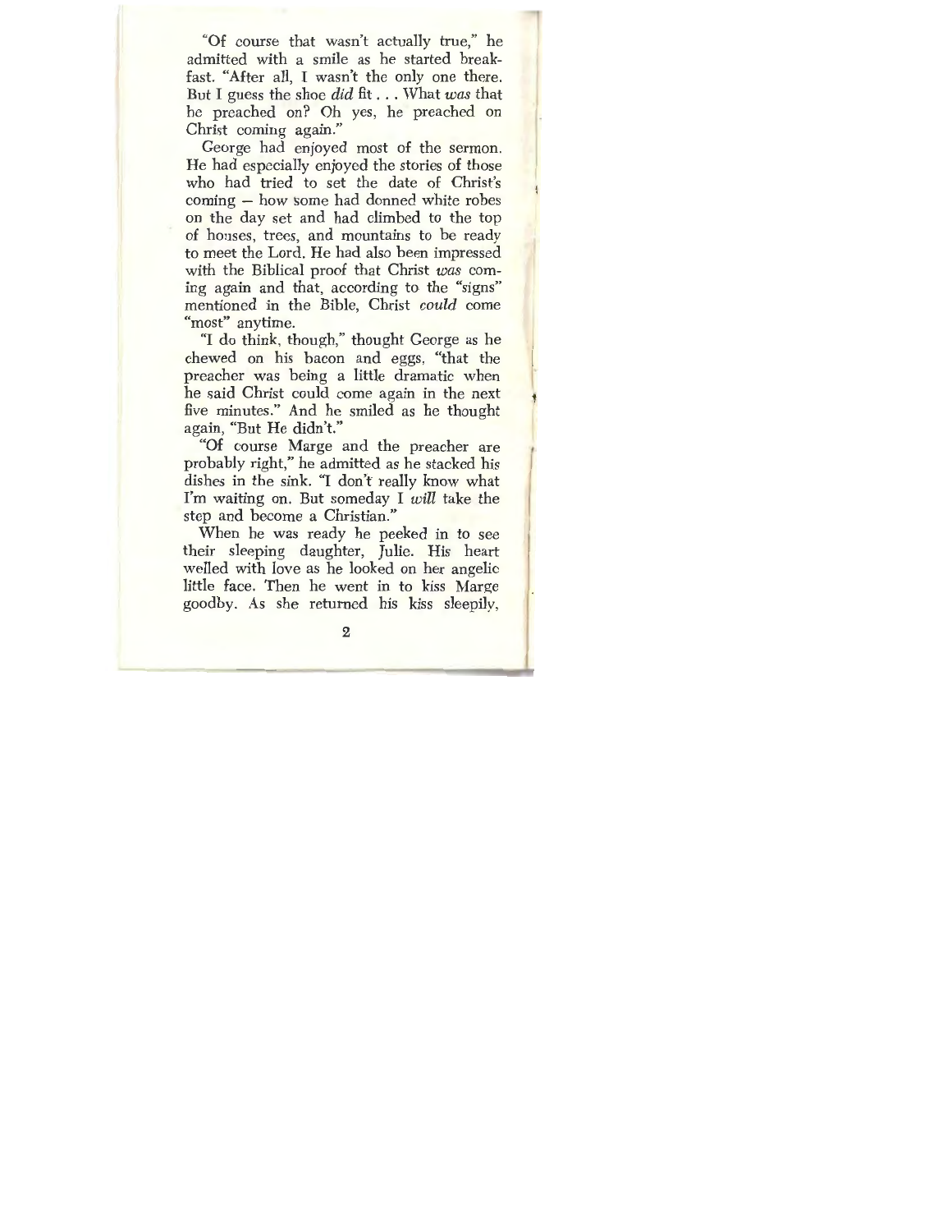"Of course that wasn't actually true," he admitted with a smile as he started breakfast. "After all, I wasn't the only one there. But I guess the shoe *did* fit . . . What *was* that he preached on? Oh yes, he preached on Christ coming again."

George had enjoyed most of the sermon. He had especially enjoyed the stories of those who had tried to set the date of Christ's coming – how some had donned white robes on the day set and had climbed to the top of houses, trees, and mountains to be ready to meet the Lord. He had also been impressed with the Biblical proof that Christ *was* coming again and that, according to the "signs" mentioned in the Bible, Christ *could* come "most" anytime.

"I do think, though," thought George as he chewed on his bacon and eggs, "that the preacher was being a little dramatic when he said Christ could come again in the next five minutes." And he smiled as he thought again, "But He didn't."

"Of course Marge and the preacher are probably right," he admitted as he stacked his dishes in the sink. "I don't really know what I'm waiting on. But someday I *will* take the step and become a Christian."

When he was ready he peeked in to see their sleeping daughter, Julie. His heart welled with love as he looked on her angelic little face. Then he went in to kiss Marge goodby. As she returned his kiss sleepily,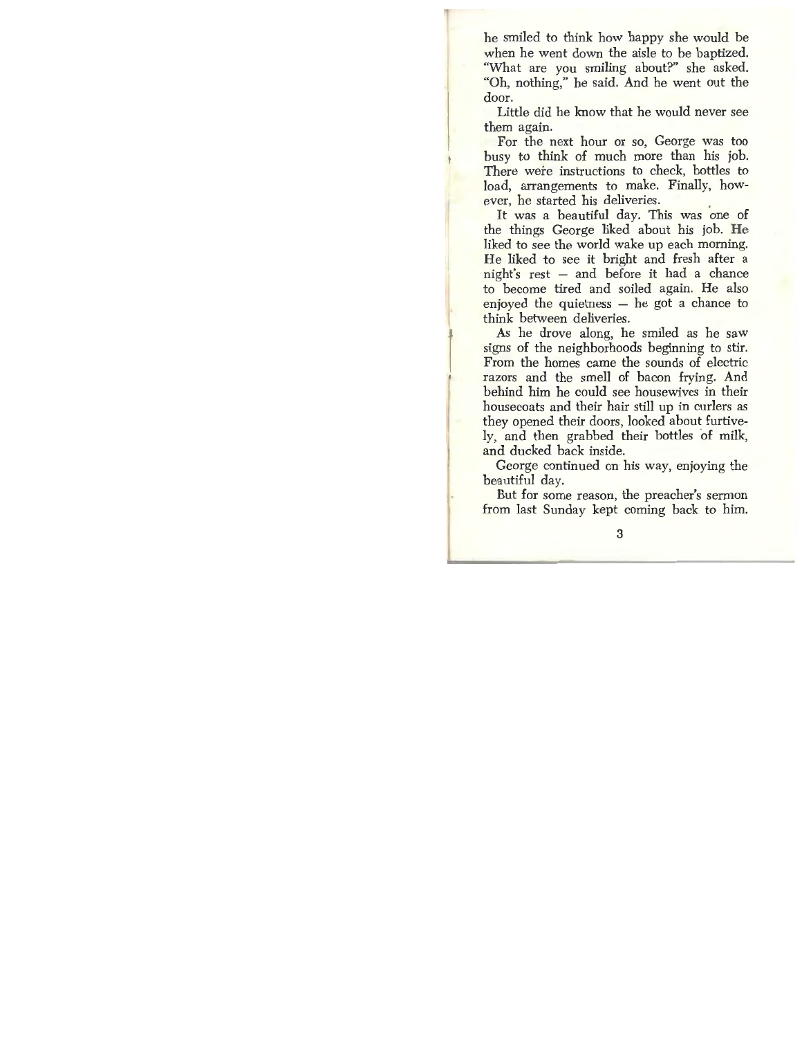he smiled to think how happy she would be when he went down the aisle to be baptized. "What are you smiling about?" she asked. "Oh, nothing," he said. And he went out the door.

Little did he know that he would never see them again.

For the next hour or so, George was too busy to think of much more than his job. There were instructions to check, bottles to load, arrangements to make. Finally, however, he started his deliveries.

It was a beautiful day. This was one of the things George liked about his job. He liked to see the world wake up each morning. He liked to see it bright and fresh after a night's rest — and before it had a chance to become tired and soiled again. He also enjoyed the quietness — he got a chance to think between deliveries.

As he drove along, he smiled as he saw signs of the neighborhoods beginning to stir. From the homes came the sounds of electric razors and the smell of bacon frying. And behind him he could see housewives in their housecoats and their hair still up in curlers as they opened their doors, looked about furtively, and then grabbed their bottles of milk, and ducked back inside.

George continued on his way, enjoying the beautiful day.

But for some reason, the preacher's sermon from last Sunday kept coming back to him.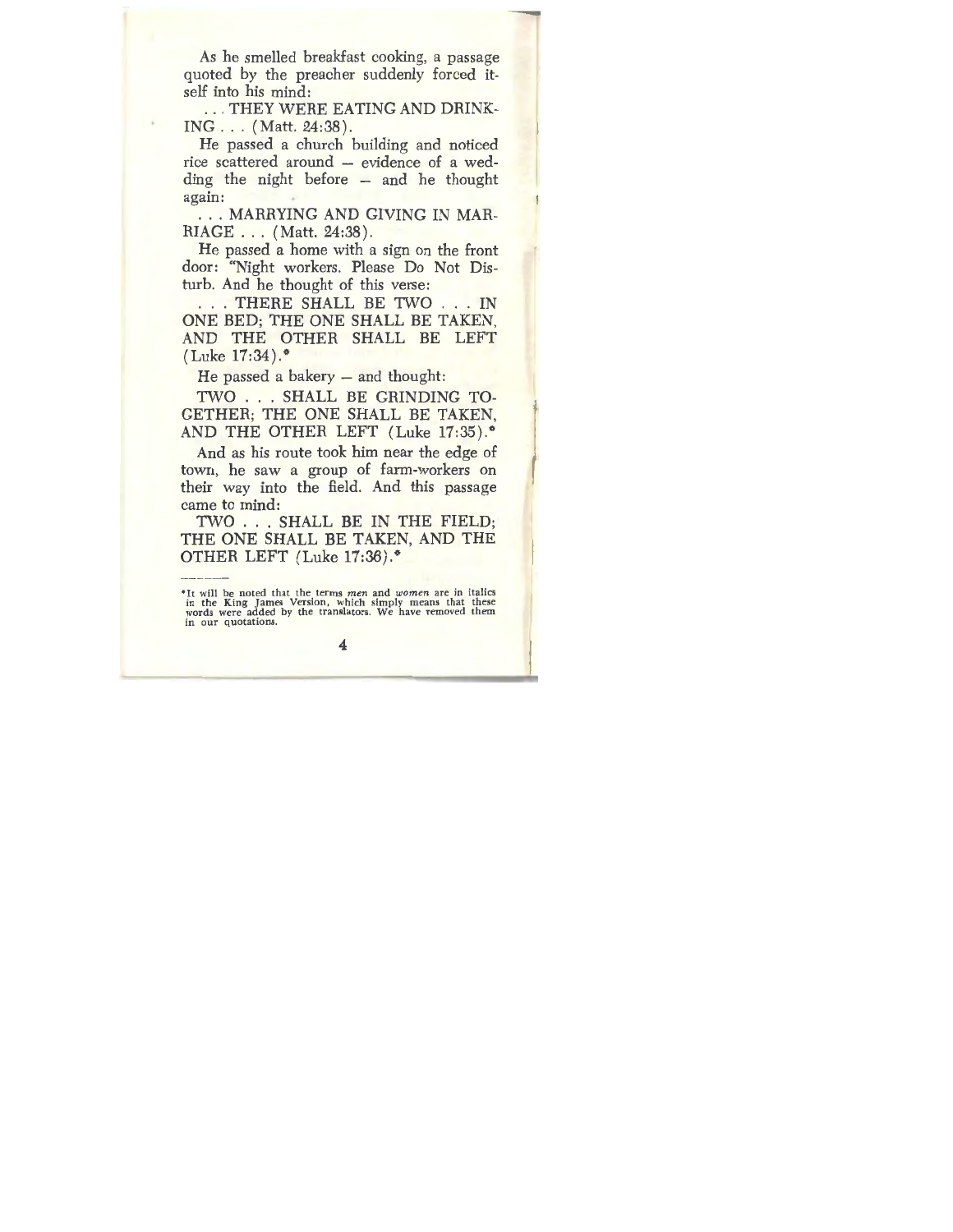As he smelled breakfast cooking, a passage quoted by the preacher suddenly forced itself into his mind:

. . . THEY WERE EATING AND DRINKING . . . (Matt. 24:38).

He passed a church building and noticed rice scattered around – evidence of a wedding the night before – and he thought again:

. . . MARRYING AND GIVING IN MARRIAGE . . . (Matt. 24:38).

He passed a home with a sign on the front door: "Night workers. Please Do Not Disturb. And he thought of this verse:

. . . THERE SHALL BE TWO . . . IN ONE BED; THE ONE SHALL BE TAKEN, AND THE OTHER SHALL BE LEFT (Luke 17:34).*

He passed a bakery – and thought:

TWO . . . SHALL BE GRINDING TOGETHER; THE ONE SHALL BE TAKEN, AND THE OTHER LEFT (Luke 17:35).*

And as his route took him near the edge of town, he saw a group of farm-workers on their way into the field. And this passage came to mind:

TWO . . . SHALL BE IN THE FIELD; THE ONE SHALL BE TAKEN, AND THE OTHER LEFT (Luke 17:36).*

---

*It will be noted that the terms *men* and *women* are in italics in the King James Version, which simply means that these words were added by the translators. We have removed them in our quotations.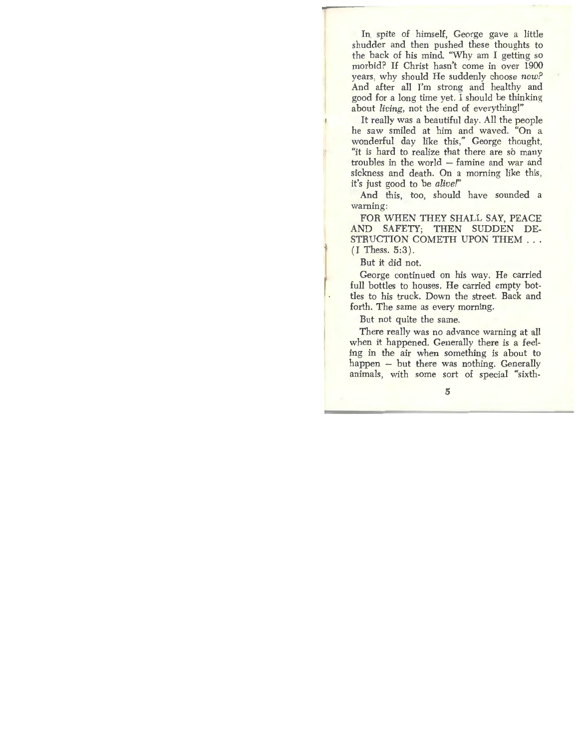In spite of himself, George gave a little shudder and then pushed these thoughts to the back of his mind. "Why am I getting so morbid? If Christ hasn't come in over 1900 years, why should He suddenly choose *now*? And after all I'm strong and healthy and good for a long time yet. I should be thinking about *living*, not the end of everything!"

It really was a beautiful day. All the people he saw smiled at him and waved. "On a wonderful day like this," George thought, "it is hard to realize that there are so many troubles in the world — famine and war and sickness and death. On a morning like this, it's just good to be *alive*!"

And this, too, should have sounded a warning:

FOR WHEN THEY SHALL SAY, PEACE AND SAFETY; THEN SUDDEN DESTRUCTION COMETH UPON THEM . . . (I Thess. 5:3).

But it did not.

George continued on his way. He carried full bottles to houses. He carried empty bottles to his truck. Down the street. Back and forth. The same as every morning.

But not quite the same.

There really was no advance warning at all when it happened. Generally there is a feeling in the air when something is about to happen — but there was nothing. Generally animals, with some sort of special "sixth-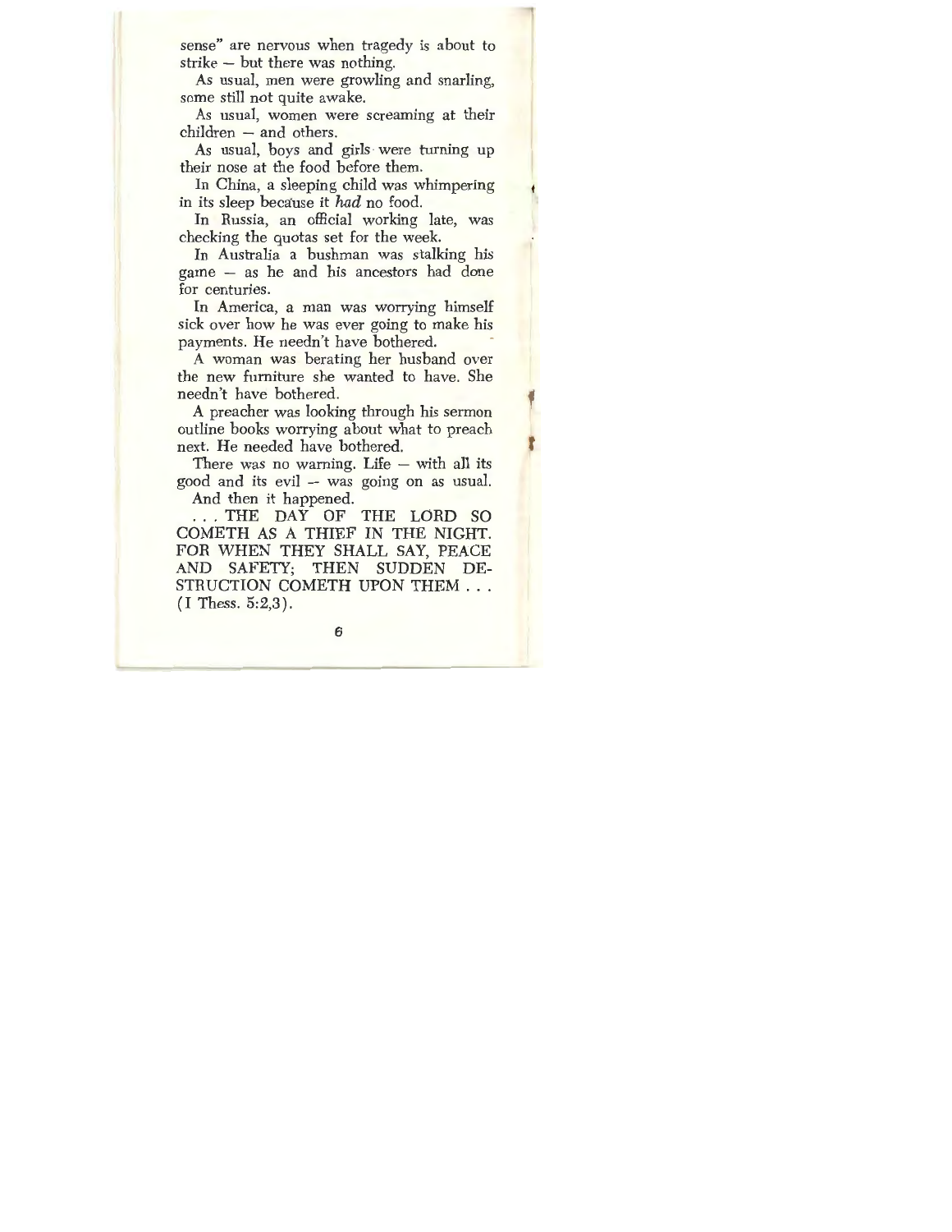sense" are nervous when tragedy is about to strike – but there was nothing.

As usual, men were growling and snarling, some still not quite awake.

As usual, women were screaming at their children – and others.

As usual, boys and girls were turning up their nose at the food before them.

In China, a sleeping child was whimpering in its sleep because it *had* no food.

In Russia, an official working late, was checking the quotas set for the week.

In Australia a bushman was stalking his game – as he and his ancestors had done for centuries.

In America, a man was worrying himself sick over how he was ever going to make his payments. He needn't have bothered.

A woman was berating her husband over the new furniture she wanted to have. She needn't have bothered.

A preacher was looking through his sermon outline books worrying about what to preach next. He needed have bothered.

There was no warning. Life – with all its good and its evil -- was going on as usual.

And then it happened.

. . . THE DAY OF THE LORD SO COMETH AS A THIEF IN THE NIGHT. FOR WHEN THEY SHALL SAY, PEACE AND SAFETY; THEN SUDDEN DESTRUCTION COMETH UPON THEM . . . (I Thess. 5:2,3).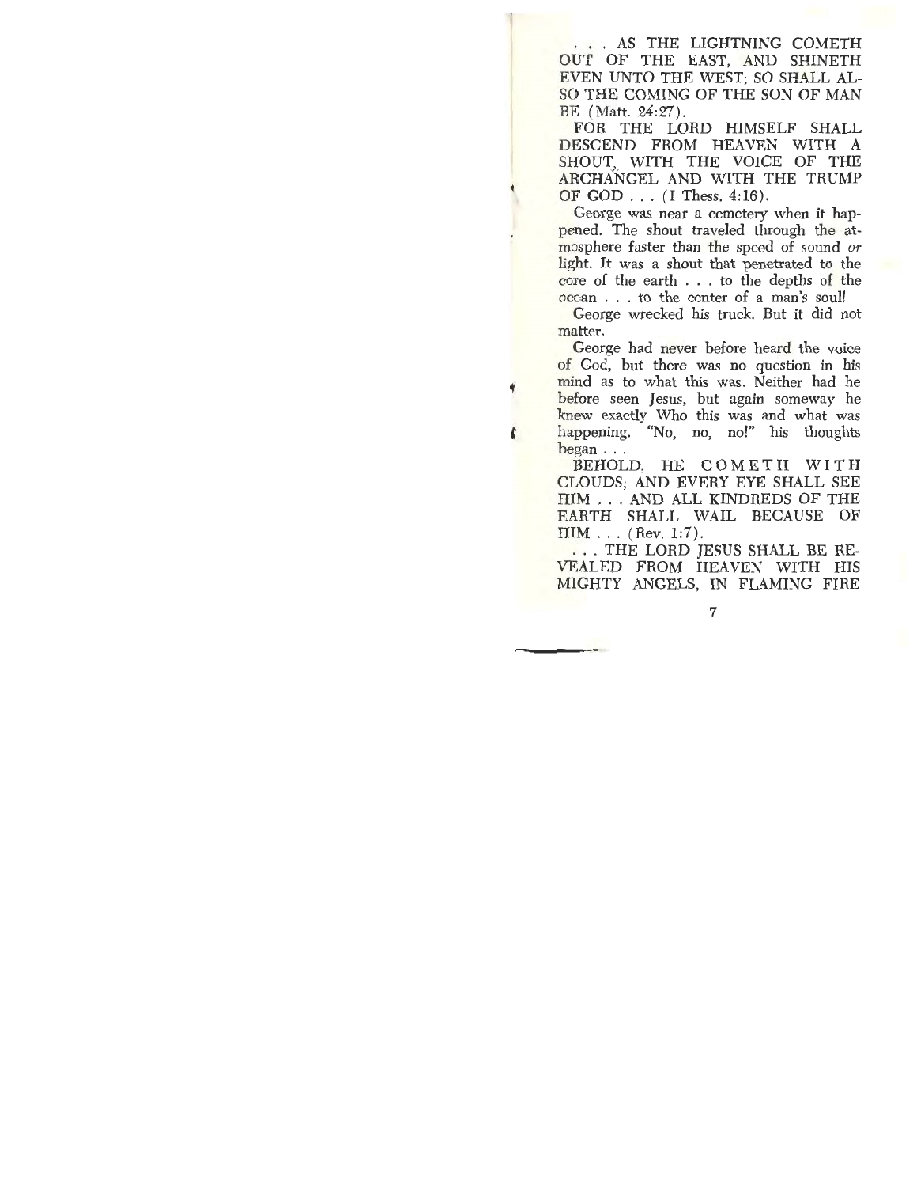. . . AS THE LIGHTNING COMETH OUT OF THE EAST, AND SHINETH EVEN UNTO THE WEST; SO SHALL ALSO THE COMING OF THE SON OF MAN BE (Matt. 24:27).

FOR THE LORD HIMSELF SHALL DESCEND FROM HEAVEN WITH A SHOUT, WITH THE VOICE OF THE ARCHANGEL AND WITH THE TRUMP OF GOD . . . (I Thess. 4:16).

George was near a cemetery when it happened. The shout traveled through the atmosphere faster than the speed of sound *or* light. It was a shout that penetrated to the core of the earth . . . to the depths of the ocean . . . to the center of a man's soul!

George wrecked his truck. But it did not matter.

George had never before heard the voice of God, but there was no question in his mind as to what this was. Neither had he before seen Jesus, but again someway he knew exactly Who this was and what was happening. "No, no, no!" his thoughts began . . .

BEHOLD, HE COMETH WITH CLOUDS; AND EVERY EYE SHALL SEE HIM . . . AND ALL KINDREDS OF THE EARTH SHALL WAIL BECAUSE OF HIM . . . (Rev. 1:7).

. . . THE LORD JESUS SHALL BE REVEALED FROM HEAVEN WITH HIS MIGHTY ANGELS, IN FLAMING FIRE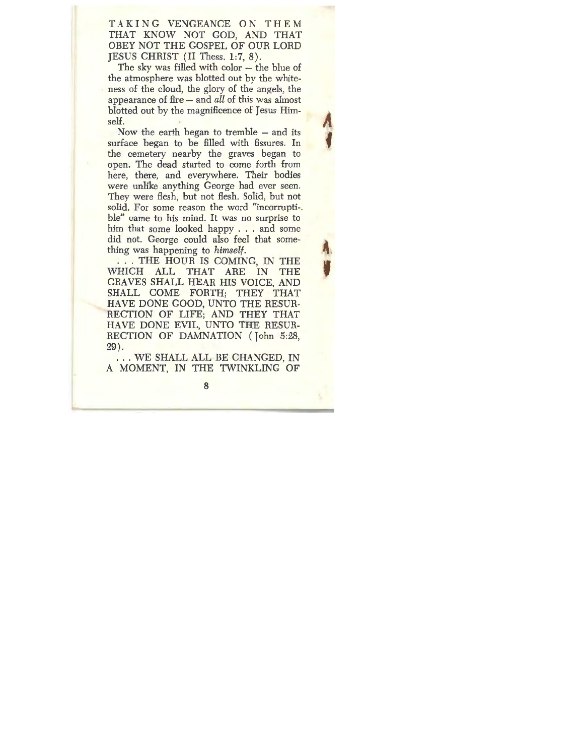TAKING VENGEANCE ON THEM THAT KNOW NOT GOD, AND THAT OBEY NOT THE GOSPEL OF OUR LORD JESUS CHRIST (II Thess. 1:7, 8).

The sky was filled with color – the blue of the atmosphere was blotted out by the whiteness of the cloud, the glory of the angels, the appearance of fire – and *all* of this was almost blotted out by the magnificence of Jesus Himself.

Now the earth began to tremble – and its surface began to be filled with fissures. In the cemetery nearby the graves began to open. The dead started to come forth from here, there, and everywhere. Their bodies were unlike anything George had ever seen. They were flesh, but not flesh. Solid, but not solid. For some reason the word "incorruptible" came to his mind. It was no surprise to him that some looked happy . . . and some did not. George could also feel that something was happening to *himself*.

. . . THE HOUR IS COMING, IN THE WHICH ALL THAT ARE IN THE GRAVES SHALL HEAR HIS VOICE, AND SHALL COME FORTH; THEY THAT HAVE DONE GOOD, UNTO THE RESURRECTION OF LIFE; AND THEY THAT HAVE DONE EVIL, UNTO THE RESURRECTION OF DAMNATION (John 5:28, 29).

. . . WE SHALL ALL BE CHANGED, IN A MOMENT, IN THE TWINKLING OF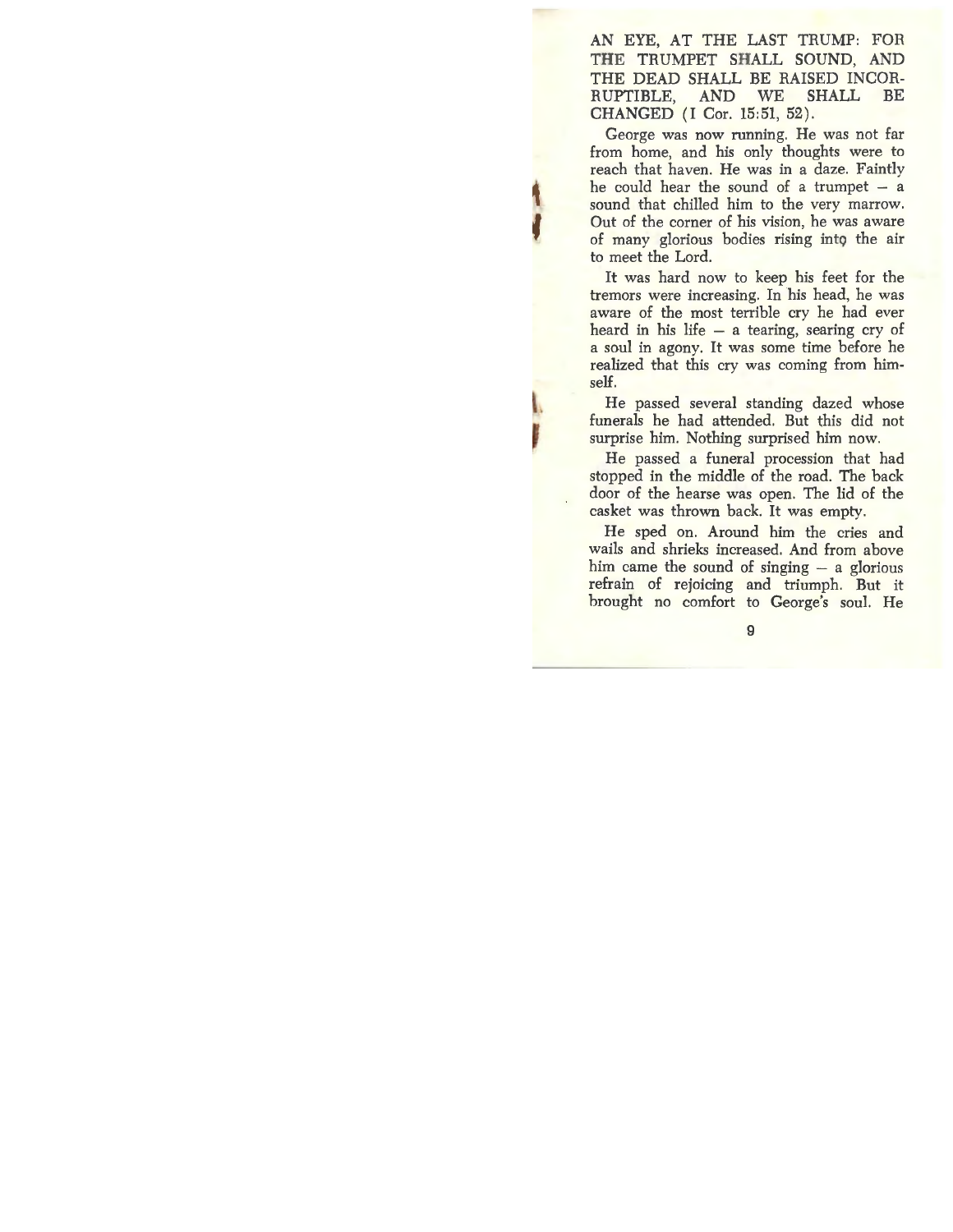AN EYE, AT THE LAST TRUMP: FOR THE TRUMPET SHALL SOUND, AND THE DEAD SHALL BE RAISED INCORRUPTIBLE, AND WE SHALL BE CHANGED (I Cor. 15:51, 52).

George was now running. He was not far from home, and his only thoughts were to reach that haven. He was in a daze. Faintly he could hear the sound of a trumpet — a sound that chilled him to the very marrow. Out of the corner of his vision, he was aware of many glorious bodies rising into the air to meet the Lord.

It was hard now to keep his feet for the tremors were increasing. In his head, he was aware of the most terrible cry he had ever heard in his life — a tearing, searing cry of a soul in agony. It was some time before he realized that this cry was coming from himself.

He passed several standing dazed whose funerals he had attended. But this did not surprise him. Nothing surprised him now.

He passed a funeral procession that had stopped in the middle of the road. The back door of the hearse was open. The lid of the casket was thrown back. It was empty.

He sped on. Around him the cries and wails and shrieks increased. And from above him came the sound of singing — a glorious refrain of rejoicing and triumph. But it brought no comfort to George's soul. He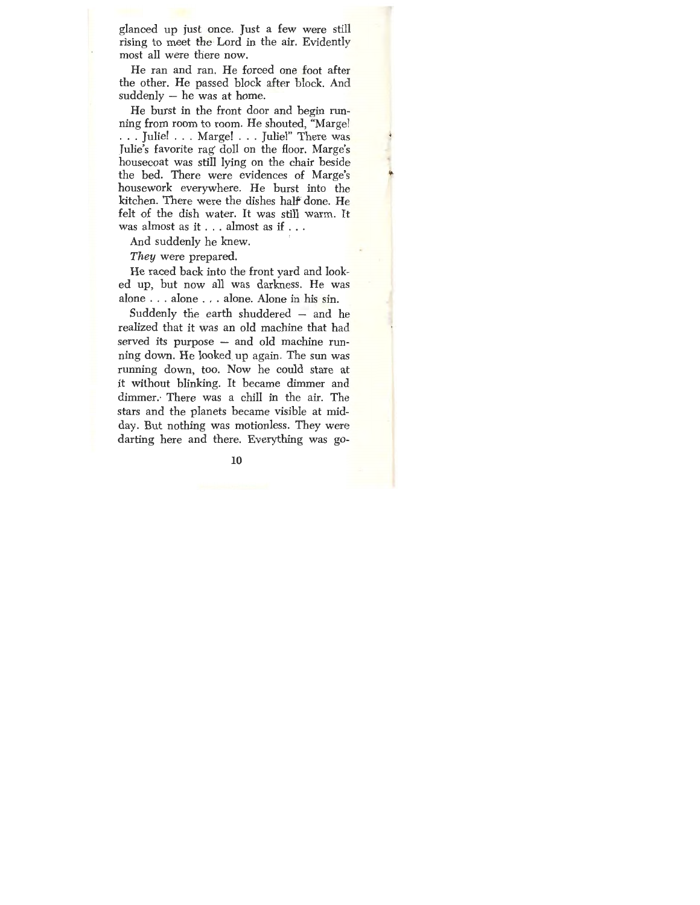glanced up just once. Just a few were still rising to meet the Lord in the air. Evidently most all were there now.

He ran and ran. He forced one foot after the other. He passed block after block. And suddenly — he was at home.

He burst in the front door and begin running from room to room. He shouted, "Marge! . . . Julie! . . . Marge! . . . Julie!" There was Julie's favorite rag doll on the floor. Marge's housecoat was still lying on the chair beside the bed. There were evidences of Marge's housework everywhere. He burst into the kitchen. There were the dishes half done. He felt of the dish water. It was still warm. It was almost as it . . . almost as if . . .

And suddenly he knew.

*They* were prepared.

He raced back into the front yard and looked up, but now all was darkness. He was alone . . . alone . . . alone. Alone in his sin.

Suddenly the earth shuddered — and he realized that it was an old machine that had served its purpose — and old machine running down. He looked up again. The sun was running down, too. Now he could stare at it without blinking. It became dimmer and dimmer. There was a chill in the air. The stars and the planets became visible at midday. But nothing was motionless. They were darting here and there. Everything was go-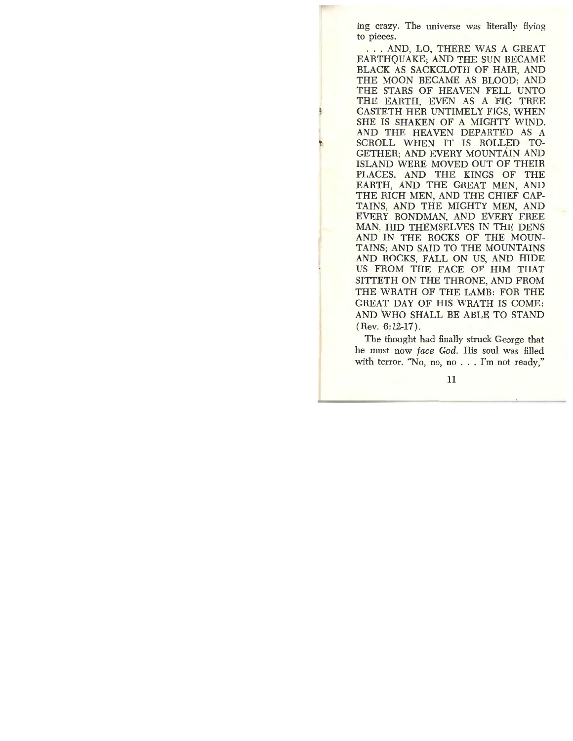ing crazy. The universe was literally flying to pieces.

. . . AND, LO, THERE WAS A GREAT EARTHQUAKE; AND THE SUN BECAME BLACK AS SACKCLOTH OF HAIR, AND THE MOON BECAME AS BLOOD; AND THE STARS OF HEAVEN FELL UNTO THE EARTH, EVEN AS A FIG TREE CASTETH HER UNTIMELY FIGS, WHEN SHE IS SHAKEN OF A MIGHTY WIND. AND THE HEAVEN DEPARTED AS A SCROLL WHEN IT IS ROLLED TOGETHER; AND EVERY MOUNTAIN AND ISLAND WERE MOVED OUT OF THEIR PLACES. AND THE KINGS OF THE EARTH, AND THE GREAT MEN, AND THE RICH MEN, AND THE CHIEF CAPTAINS, AND THE MIGHTY MEN, AND EVERY BONDMAN, AND EVERY FREE MAN, HID THEMSELVES IN THE DENS AND IN THE ROCKS OF THE MOUNTAINS; AND SAID TO THE MOUNTAINS AND ROCKS, FALL ON US, AND HIDE US FROM THE FACE OF HIM THAT SITTETH ON THE THRONE, AND FROM THE WRATH OF THE LAMB: FOR THE GREAT DAY OF HIS WRATH IS COME: AND WHO SHALL BE ABLE TO STAND (Rev. 6:12-17).

The thought had finally struck George that he must now *face God*. His soul was filled with terror. "No, no, no . . . I'm not ready,"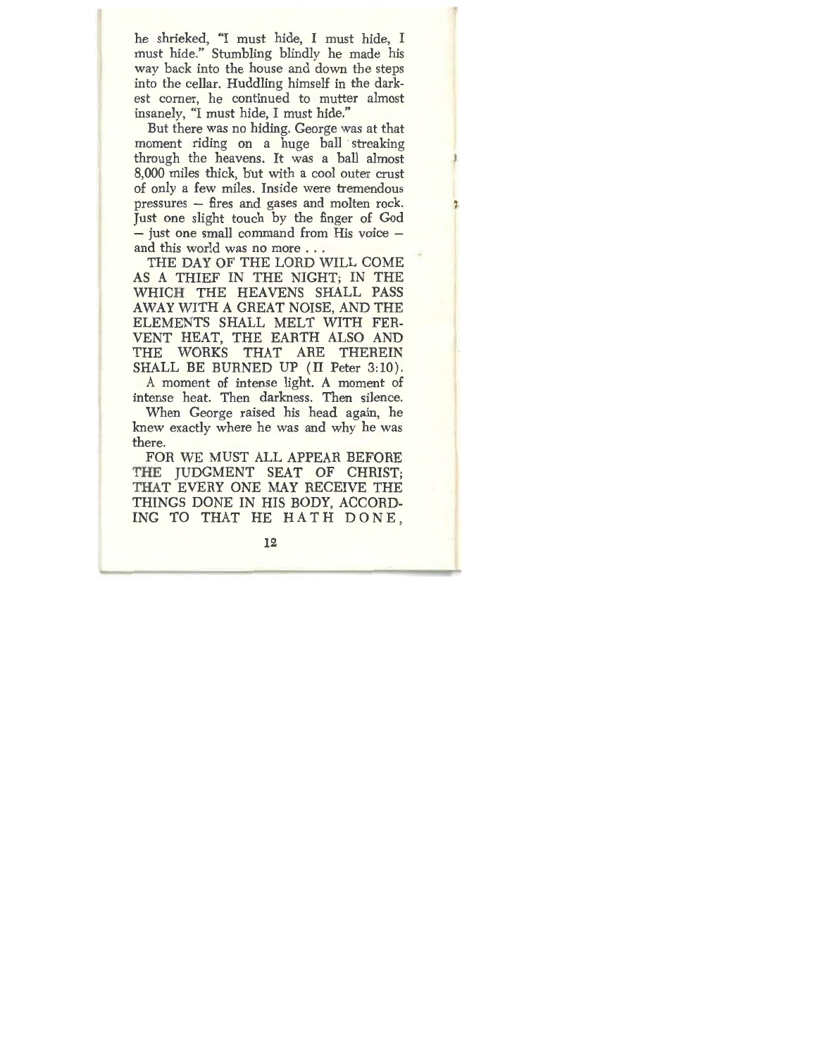he shrieked, "I must hide, I must hide, I must hide." Stumbling blindly he made his way back into the house and down the steps into the cellar. Huddling himself in the darkest corner, he continued to mutter almost insanely, "I must hide, I must hide."

But there was no hiding. George was at that moment riding on a huge ball streaking through the heavens. It was a ball almost 8,000 miles thick, but with a cool outer crust of only a few miles. Inside were tremendous pressures – fires and gases and molten rock. Just one slight touch by the finger of God – just one small command from His voice – and this world was no more . . .

THE DAY OF THE LORD WILL COME AS A THIEF IN THE NIGHT; IN THE WHICH THE HEAVENS SHALL PASS AWAY WITH A GREAT NOISE, AND THE ELEMENTS SHALL MELT WITH FERVENT HEAT, THE EARTH ALSO AND THE WORKS THAT ARE THEREIN SHALL BE BURNED UP (II Peter 3:10).

A moment of intense light. A moment of intense heat. Then darkness. Then silence.

When George raised his head again, he knew exactly where he was and why he was there.

FOR WE MUST ALL APPEAR BEFORE THE JUDGMENT SEAT OF CHRIST; THAT EVERY ONE MAY RECEIVE THE THINGS DONE IN HIS BODY, ACCORDING TO THAT HE HATH DONE,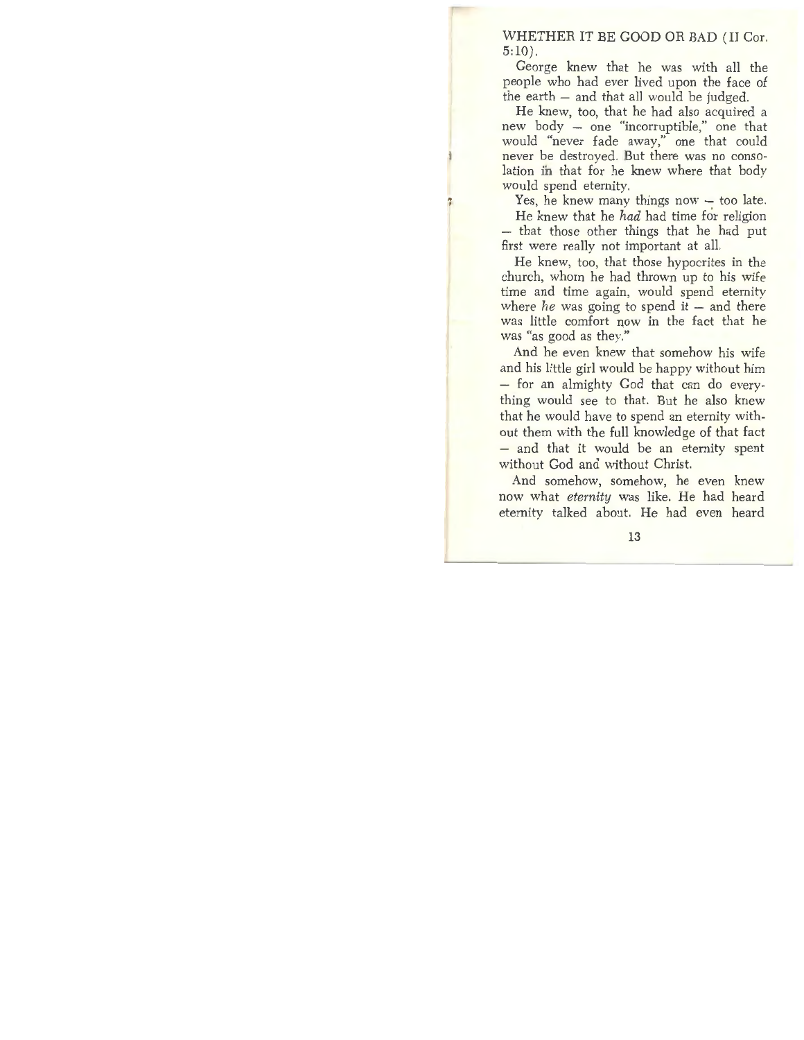WHETHER IT BE GOOD OR BAD (II Cor. 5:10).

George knew that he was with all the people who had ever lived upon the face of the earth – and that all would be judged.

He knew, too, that he had also acquired a new body – one "incorruptible," one that would "never fade away," one that could never be destroyed. But there was no consolation in that for he knew where that body would spend eternity.

Yes, he knew many things now – too late.

He knew that he *had* had time for religion – that those other things that he had put first were really not important at all.

He knew, too, that those hypocrites in the church, whom he had thrown up to his wife time and time again, would spend eternity where *he* was going to spend it – and there was little comfort now in the fact that he was "as good as they."

And he even knew that somehow his wife and his little girl would be happy without him – for an almighty God that can do everything would see to that. But he also knew that he would have to spend an eternity without them with the full knowledge of that fact – and that it would be an eternity spent without God and without Christ.

And somehow, somehow, he even knew now what *eternity* was like. He had heard eternity talked about. He had even heard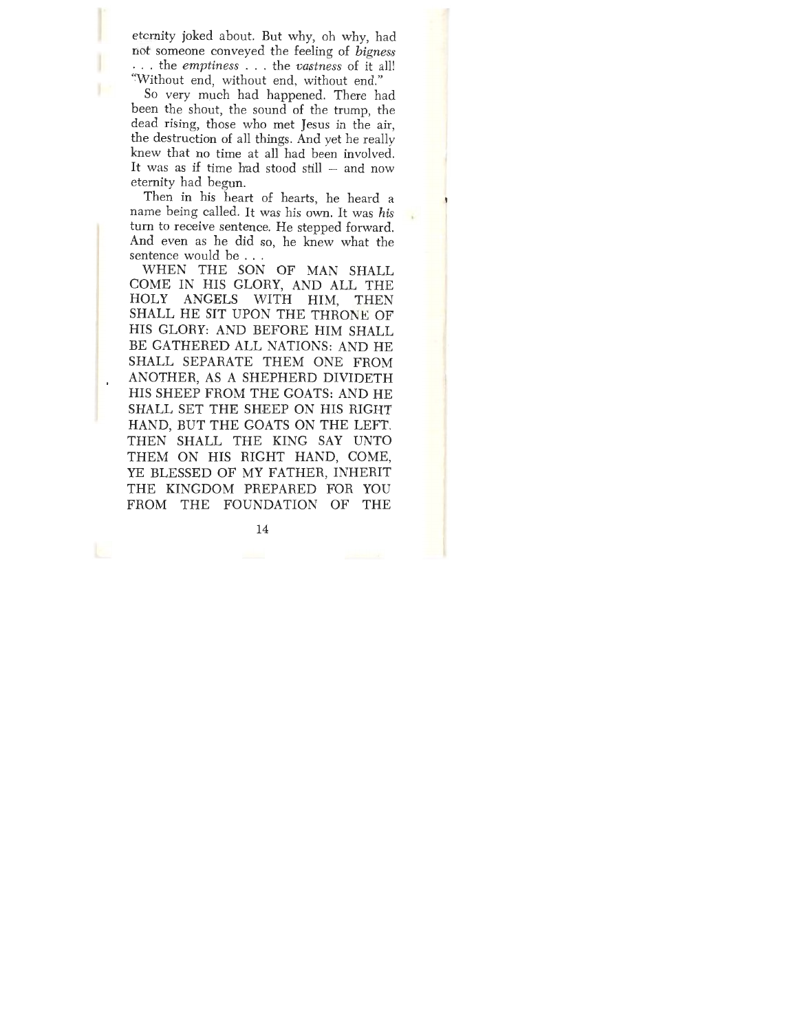eternity joked about. But why, oh why, had not someone conveyed the feeling of *bigness* . . . the *emptiness* . . . the *vastness* of it all! "Without end, without end, without end."

So very much had happened. There had been the shout, the sound of the trump, the dead rising, those who met Jesus in the air, the destruction of all things. And yet he really knew that no time at all had been involved. It was as if time had stood still – and now eternity had begun.

Then in his heart of hearts, he heard a name being called. It was his own. It was *his* turn to receive sentence. He stepped forward. And even as he did so, he knew what the sentence would be . . .

WHEN THE SON OF MAN SHALL COME IN HIS GLORY, AND ALL THE HOLY ANGELS WITH HIM, THEN SHALL HE SIT UPON THE THRONE OF HIS GLORY: AND BEFORE HIM SHALL BE GATHERED ALL NATIONS: AND HE SHALL SEPARATE THEM ONE FROM ANOTHER, AS A SHEPHERD DIVIDETH HIS SHEEP FROM THE GOATS: AND HE SHALL SET THE SHEEP ON HIS RIGHT HAND, BUT THE GOATS ON THE LEFT. THEN SHALL THE KING SAY UNTO THEM ON HIS RIGHT HAND, COME, YE BLESSED OF MY FATHER, INHERIT THE KINGDOM PREPARED FOR YOU FROM THE FOUNDATION OF THE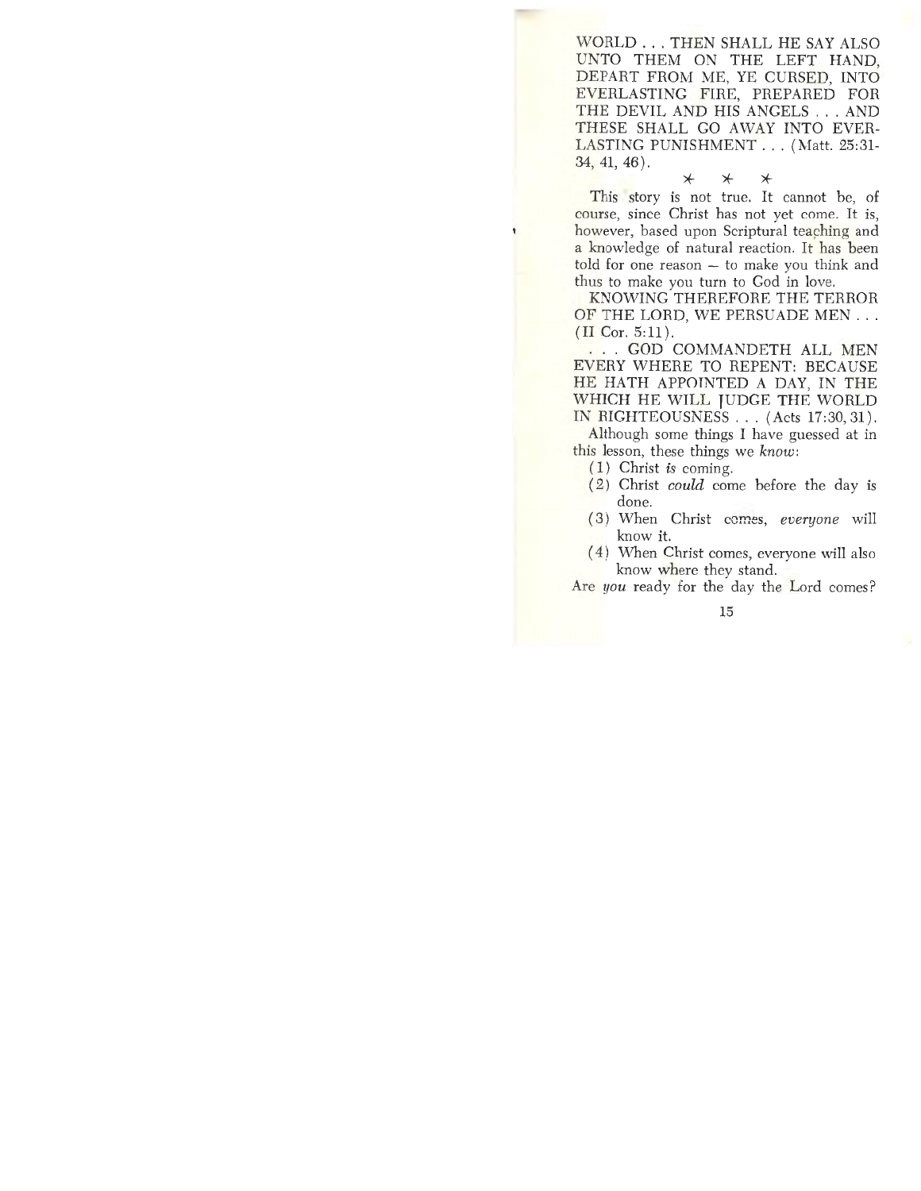WORLD . . . THEN SHALL HE SAY ALSO UNTO THEM ON THE LEFT HAND, DEPART FROM ME, YE CURSED, INTO EVERLASTING FIRE, PREPARED FOR THE DEVIL AND HIS ANGELS . . . AND THESE SHALL GO AWAY INTO EVERLASTING PUNISHMENT . . . (Matt. 25:31-34, 41, 46).

\* \* \*

This story is not true. It cannot be, of course, since Christ has not yet come. It is, however, based upon Scriptural teaching and a knowledge of natural reaction. It has been told for one reason – to make you think and thus to make you turn to God in love.

KNOWING THEREFORE THE TERROR OF THE LORD, WE PERSUADE MEN . . . (II Cor. 5:11).

. . . GOD COMMANDETH ALL MEN EVERY WHERE TO REPENT: BECAUSE HE HATH APPOINTED A DAY, IN THE WHICH HE WILL JUDGE THE WORLD IN RIGHTEOUSNESS . . . (Acts 17:30, 31).

Although some things I have guessed at in this lesson, these things we *know*:

(1) Christ *is* coming.
(2) Christ *could* come before the day is done.
(3) When Christ comes, *everyone* will know it.
(4) When Christ comes, everyone will also know where they stand.

Are *you* ready for the day the Lord comes?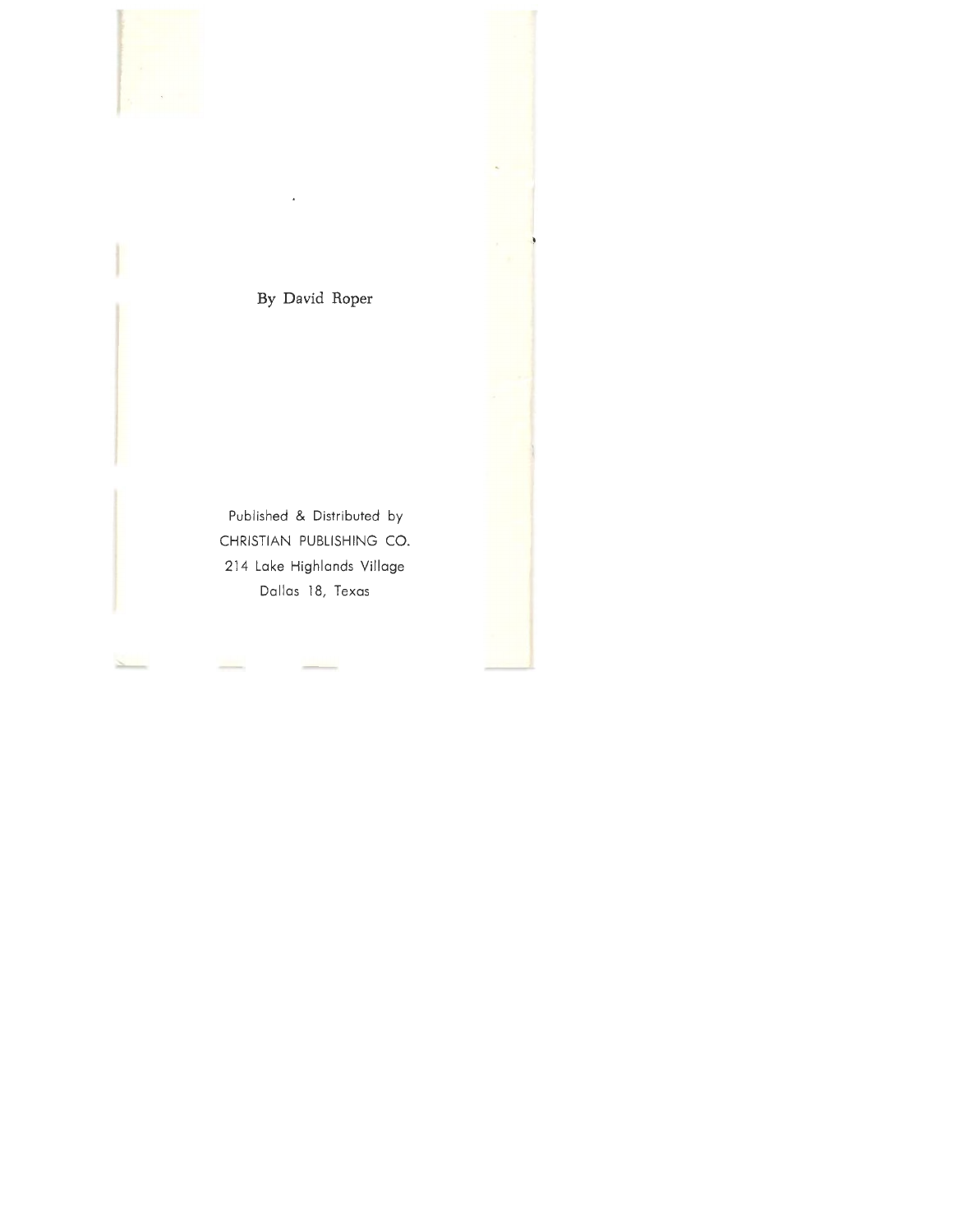By David Roper

Published & Distributed by
CHRISTIAN PUBLISHING CO.
214 Lake Highlands Village
Dallas 18, Texas